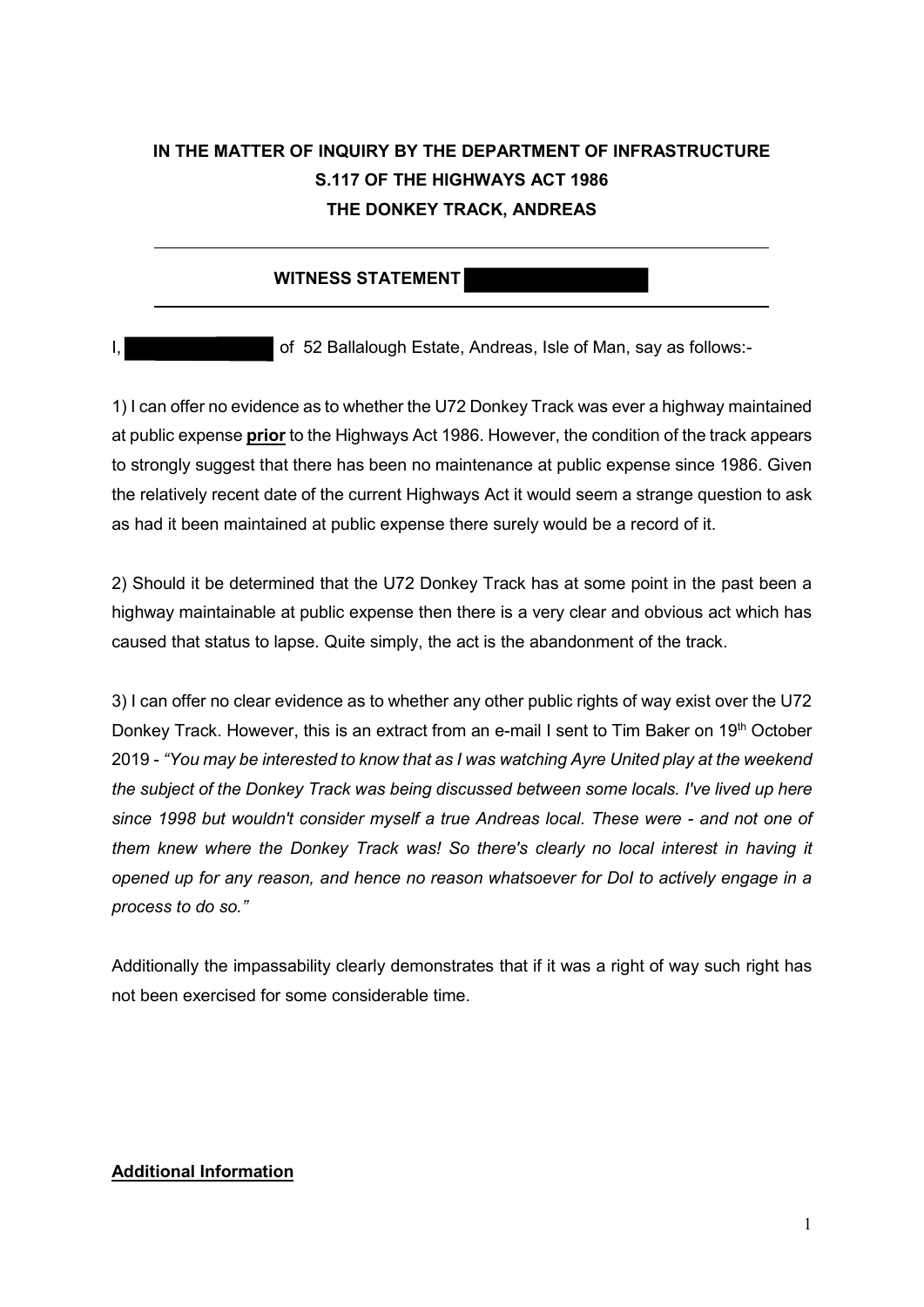**IN THE MATTER OF INQUIRY BY THE DEPARTMENT OF INFRASTRUCTURE**
**S.117 OF THE HIGHWAYS ACT 1986**
**THE DONKEY TRACK, ANDREAS**

---

**WITNESS STATEMENT**

---

I, of 52 Ballalough Estate, Andreas, Isle of Man, say as follows:-

1) I can offer no evidence as to whether the U72 Donkey Track was ever a highway maintained at public expense **prior** to the Highways Act 1986. However, the condition of the track appears to strongly suggest that there has been no maintenance at public expense since 1986. Given the relatively recent date of the current Highways Act it would seem a strange question to ask as had it been maintained at public expense there surely would be a record of it.

2) Should it be determined that the U72 Donkey Track has at some point in the past been a highway maintainable at public expense then there is a very clear and obvious act which has caused that status to lapse. Quite simply, the act is the abandonment of the track.

3) I can offer no clear evidence as to whether any other public rights of way exist over the U72 Donkey Track. However, this is an extract from an e-mail I sent to Tim Baker on 19th October 2019 - *"You may be interested to know that as I was watching Ayre United play at the weekend the subject of the Donkey Track was being discussed between some locals. I've lived up here since 1998 but wouldn't consider myself a true Andreas local. These were - and not one of them knew where the Donkey Track was! So there's clearly no local interest in having it opened up for any reason, and hence no reason whatsoever for DoI to actively engage in a process to do so."*

Additionally the impassability clearly demonstrates that if it was a right of way such right has not been exercised for some considerable time.

**Additional Information**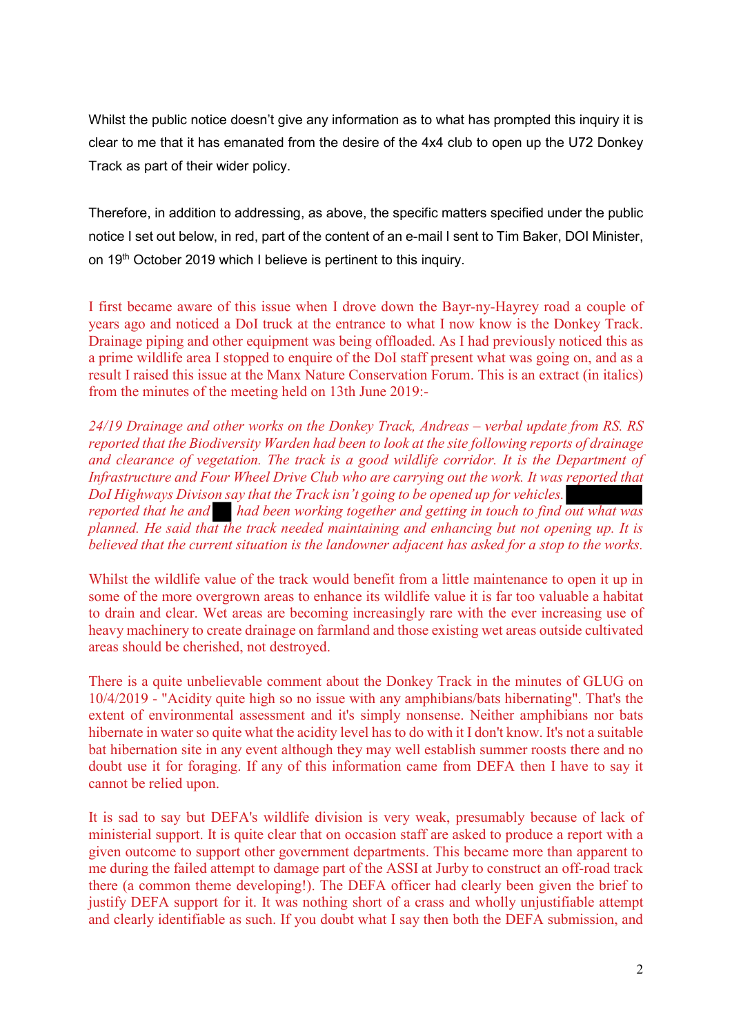Whilst the public notice doesn't give any information as to what has prompted this inquiry it is clear to me that it has emanated from the desire of the 4x4 club to open up the U72 Donkey Track as part of their wider policy.

Therefore, in addition to addressing, as above, the specific matters specified under the public notice I set out below, in red, part of the content of an e-mail I sent to Tim Baker, DOI Minister, on 19th October 2019 which I believe is pertinent to this inquiry.

I first became aware of this issue when I drove down the Bayr-ny-Hayrey road a couple of years ago and noticed a DoI truck at the entrance to what I now know is the Donkey Track. Drainage piping and other equipment was being offloaded. As I had previously noticed this as a prime wildlife area I stopped to enquire of the DoI staff present what was going on, and as a result I raised this issue at the Manx Nature Conservation Forum. This is an extract (in italics) from the minutes of the meeting held on 13th June 2019:-

*24/19 Drainage and other works on the Donkey Track, Andreas – verbal update from RS. RS reported that the Biodiversity Warden had been to look at the site following reports of drainage and clearance of vegetation. The track is a good wildlife corridor. It is the Department of Infrastructure and Four Wheel Drive Club who are carrying out the work. It was reported that DoI Highways Divison say that the Track isn't going to be opened up for vehicles. ██████ reported that he and ██ had been working together and getting in touch to find out what was planned. He said that the track needed maintaining and enhancing but not opening up. It is believed that the current situation is the landowner adjacent has asked for a stop to the works.*

Whilst the wildlife value of the track would benefit from a little maintenance to open it up in some of the more overgrown areas to enhance its wildlife value it is far too valuable a habitat to drain and clear. Wet areas are becoming increasingly rare with the ever increasing use of heavy machinery to create drainage on farmland and those existing wet areas outside cultivated areas should be cherished, not destroyed.

There is a quite unbelievable comment about the Donkey Track in the minutes of GLUG on 10/4/2019 - "Acidity quite high so no issue with any amphibians/bats hibernating". That's the extent of environmental assessment and it's simply nonsense. Neither amphibians nor bats hibernate in water so quite what the acidity level has to do with it I don't know. It's not a suitable bat hibernation site in any event although they may well establish summer roosts there and no doubt use it for foraging. If any of this information came from DEFA then I have to say it cannot be relied upon.

It is sad to say but DEFA's wildlife division is very weak, presumably because of lack of ministerial support. It is quite clear that on occasion staff are asked to produce a report with a given outcome to support other government departments. This became more than apparent to me during the failed attempt to damage part of the ASSI at Jurby to construct an off-road track there (a common theme developing!). The DEFA officer had clearly been given the brief to justify DEFA support for it. It was nothing short of a crass and wholly unjustifiable attempt and clearly identifiable as such. If you doubt what I say then both the DEFA submission, and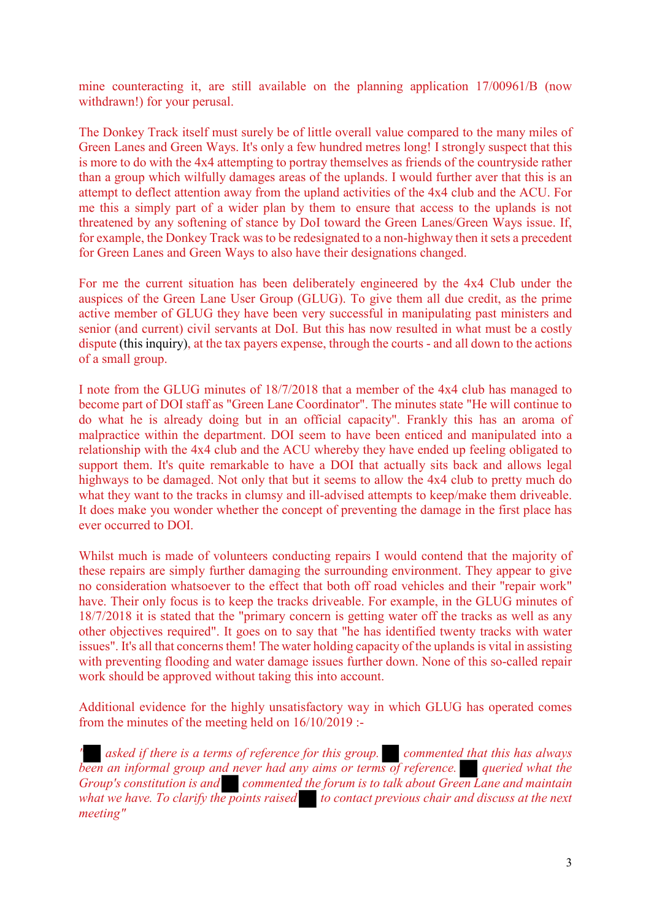mine counteracting it, are still available on the planning application 17/00961/B (now withdrawn!) for your perusal.

The Donkey Track itself must surely be of little overall value compared to the many miles of Green Lanes and Green Ways. It's only a few hundred metres long! I strongly suspect that this is more to do with the 4x4 attempting to portray themselves as friends of the countryside rather than a group which wilfully damages areas of the uplands. I would further aver that this is an attempt to deflect attention away from the upland activities of the 4x4 club and the ACU. For me this a simply part of a wider plan by them to ensure that access to the uplands is not threatened by any softening of stance by DoI toward the Green Lanes/Green Ways issue. If, for example, the Donkey Track was to be redesignated to a non-highway then it sets a precedent for Green Lanes and Green Ways to also have their designations changed.

For me the current situation has been deliberately engineered by the 4x4 Club under the auspices of the Green Lane User Group (GLUG). To give them all due credit, as the prime active member of GLUG they have been very successful in manipulating past ministers and senior (and current) civil servants at DoI. But this has now resulted in what must be a costly dispute (this inquiry), at the tax payers expense, through the courts - and all down to the actions of a small group.

I note from the GLUG minutes of 18/7/2018 that a member of the 4x4 club has managed to become part of DOI staff as "Green Lane Coordinator". The minutes state "He will continue to do what he is already doing but in an official capacity". Frankly this has an aroma of malpractice within the department. DOI seem to have been enticed and manipulated into a relationship with the 4x4 club and the ACU whereby they have ended up feeling obligated to support them. It's quite remarkable to have a DOI that actually sits back and allows legal highways to be damaged. Not only that but it seems to allow the 4x4 club to pretty much do what they want to the tracks in clumsy and ill-advised attempts to keep/make them driveable. It does make you wonder whether the concept of preventing the damage in the first place has ever occurred to DOI.

Whilst much is made of volunteers conducting repairs I would contend that the majority of these repairs are simply further damaging the surrounding environment. They appear to give no consideration whatsoever to the effect that both off road vehicles and their "repair work" have. Their only focus is to keep the tracks driveable. For example, in the GLUG minutes of 18/7/2018 it is stated that the "primary concern is getting water off the tracks as well as any other objectives required". It goes on to say that "he has identified twenty tracks with water issues". It's all that concerns them! The water holding capacity of the uplands is vital in assisting with preventing flooding and water damage issues further down. None of this so-called repair work should be approved without taking this into account.

Additional evidence for the highly unsatisfactory way in which GLUG has operated comes from the minutes of the meeting held on 16/10/2019 :-

*"█ asked if there is a terms of reference for this group. █ commented that this has always been an informal group and never had any aims or terms of reference. █ queried what the Group's constitution is and █ commented the forum is to talk about Green Lane and maintain what we have. To clarify the points raised █ to contact previous chair and discuss at the next meeting"*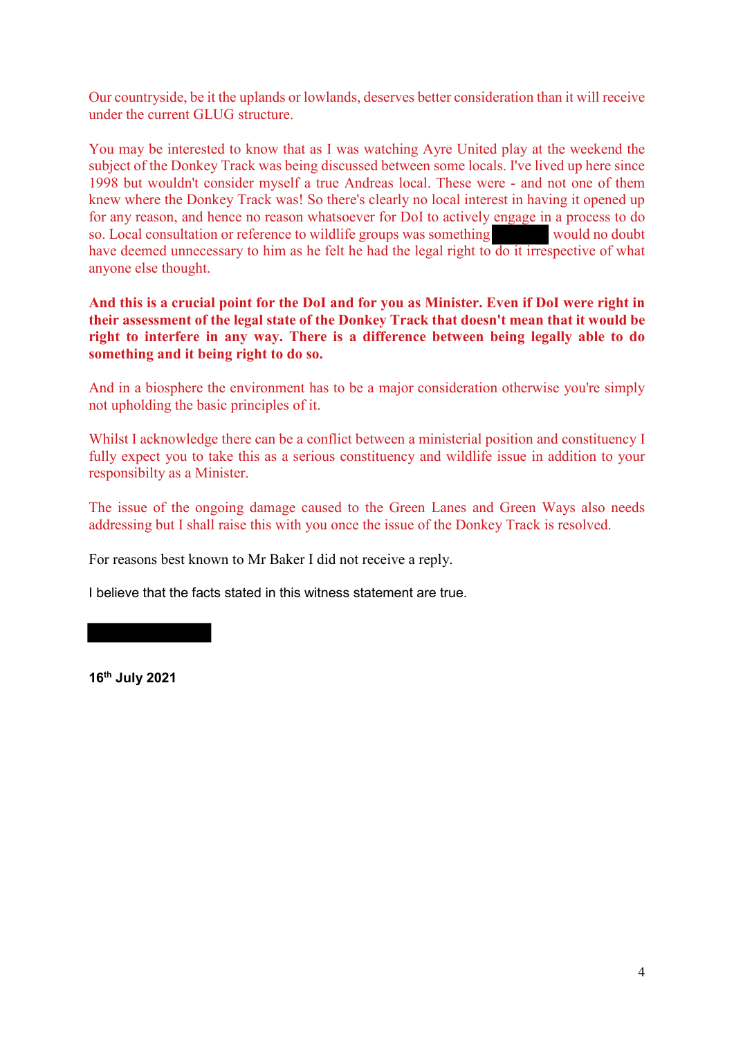Our countryside, be it the uplands or lowlands, deserves better consideration than it will receive under the current GLUG structure.

You may be interested to know that as I was watching Ayre United play at the weekend the subject of the Donkey Track was being discussed between some locals. I've lived up here since 1998 but wouldn't consider myself a true Andreas local. These were - and not one of them knew where the Donkey Track was! So there's clearly no local interest in having it opened up for any reason, and hence no reason whatsoever for DoI to actively engage in a process to do so. Local consultation or reference to wildlife groups was something ██████ would no doubt have deemed unnecessary to him as he felt he had the legal right to do it irrespective of what anyone else thought.

**And this is a crucial point for the DoI and for you as Minister. Even if DoI were right in their assessment of the legal state of the Donkey Track that doesn't mean that it would be right to interfere in any way. There is a difference between being legally able to do something and it being right to do so.**

And in a biosphere the environment has to be a major consideration otherwise you're simply not upholding the basic principles of it.

Whilst I acknowledge there can be a conflict between a ministerial position and constituency I fully expect you to take this as a serious constituency and wildlife issue in addition to your responsibilty as a Minister.

The issue of the ongoing damage caused to the Green Lanes and Green Ways also needs addressing but I shall raise this with you once the issue of the Donkey Track is resolved.

For reasons best known to Mr Baker I did not receive a reply.

I believe that the facts stated in this witness statement are true.

██████████

**16th July 2021**